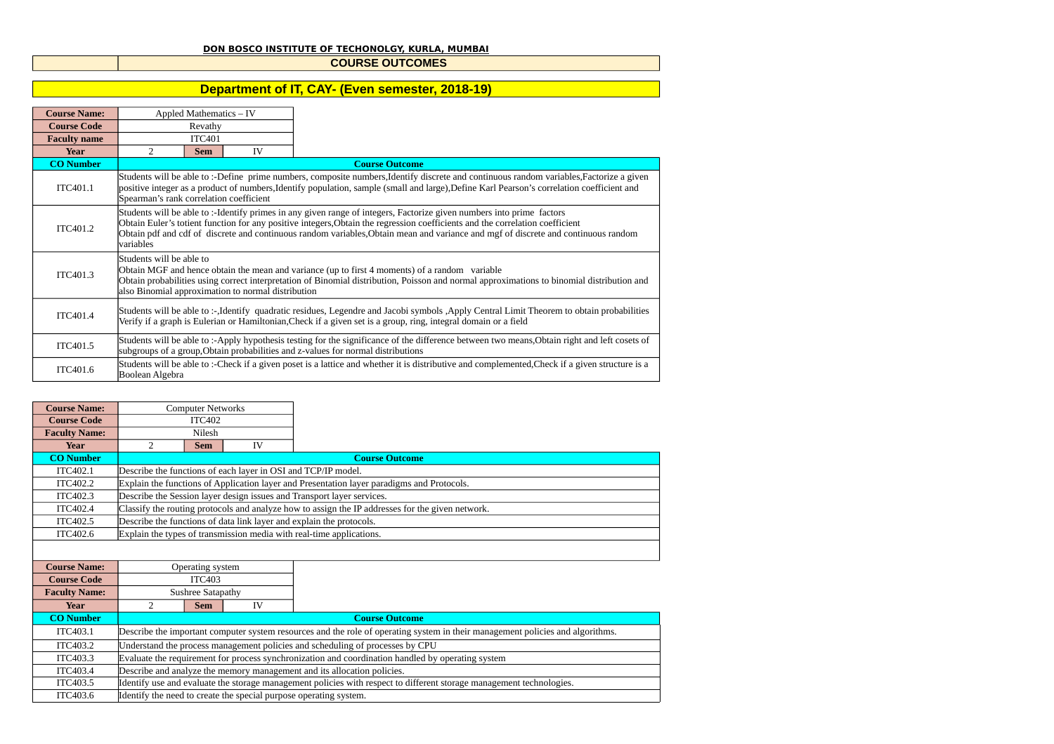**DON BOSCO INSTITUTE OF TECHONOLGY, KURLA, MUMBAI**

## COURSE OUTCOMES

## Department of IT, CAY- (Even semester, 2018-19)

| Course Name: | Appled Mathematics – IV | | |
|---|---|---|---|
| Course Code | Revathy | | |
| Faculty name | ITC401 | | |
| Year | 2 | Sem | IV |

| CO Number | Course Outcome |
|---|---|
| ITC401.1 | Students will be able to :-Define prime numbers, composite numbers,Identify discrete and continuous random variables,Factorize a given positive integer as a product of numbers,Identify population, sample (small and large),Define Karl Pearson's correlation coefficient and Spearman's rank correlation coefficient |
| ITC401.2 | Students will be able to :-Identify primes in any given range of integers, Factorize given numbers into prime factors Obtain Euler's totient function for any positive integers,Obtain the regression coefficients and the correlation coefficient Obtain pdf and cdf of discrete and continuous random variables,Obtain mean and variance and mgf of discrete and continuous random variables |
| ITC401.3 | Students will be able to Obtain MGF and hence obtain the mean and variance (up to first 4 moments) of a random variable Obtain probabilities using correct interpretation of Binomial distribution, Poisson and normal approximations to binomial distribution and also Binomial approximation to normal distribution |
| ITC401.4 | Students will be able to :-,Identify quadratic residues, Legendre and Jacobi symbols ,Apply Central Limit Theorem to obtain probabilities Verify if a graph is Eulerian or Hamiltonian,Check if a given set is a group, ring, integral domain or a field |
| ITC401.5 | Students will be able to :-Apply hypothesis testing for the significance of the difference between two means,Obtain right and left cosets of subgroups of a group,Obtain probabilities and z-values for normal distributions |
| ITC401.6 | Students will be able to :-Check if a given poset is a lattice and whether it is distributive and complemented,Check if a given structure is a Boolean Algebra |

| Course Name: | Computer Networks | | |
|---|---|---|---|
| Course Code | ITC402 | | |
| Faculty Name: | Nilesh | | |
| Year | 2 | Sem | IV |

| CO Number | Course Outcome |
|---|---|
| ITC402.1 | Describe the functions of each layer in OSI and TCP/IP model. |
| ITC402.2 | Explain the functions of Application layer and Presentation layer paradigms and Protocols. |
| ITC402.3 | Describe the Session layer design issues and Transport layer services. |
| ITC402.4 | Classify the routing protocols and analyze how to assign the IP addresses for the given network. |
| ITC402.5 | Describe the functions of data link layer and explain the protocols. |
| ITC402.6 | Explain the types of transmission media with real-time applications. |

| Course Name: | Operating system | | |
|---|---|---|---|
| Course Code | ITC403 | | |
| Faculty Name: | Sushree Satapathy | | |
| Year | 2 | Sem | IV |

| CO Number | Course Outcome |
|---|---|
| ITC403.1 | Describe the important computer system resources and the role of operating system in their management policies and algorithms. |
| ITC403.2 | Understand the process management policies and scheduling of processes by CPU |
| ITC403.3 | Evaluate the requirement for process synchronization and coordination handled by operating system |
| ITC403.4 | Describe and analyze the memory management and its allocation policies. |
| ITC403.5 | Identify use and evaluate the storage management policies with respect to different storage management technologies. |
| ITC403.6 | Identify the need to create the special purpose operating system. |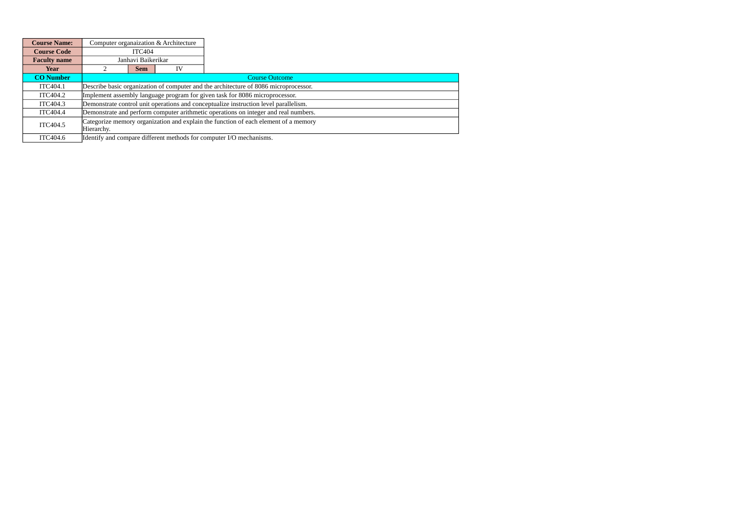| **Course Name:** | Computer organaization & Architecture | | |
|---|---|---|---|
| **Course Code** | ITC404 | | |
| **Faculty name** | Janhavi Baikerikar | | |
| **Year** | 2 | **Sem** | IV |

| **CO Number** | Course Outcome |
|---|---|
| ITC404.1 | Describe basic organization of computer and the architecture of 8086 microprocessor. |
| ITC404.2 | Implement assembly language program for given task for 8086 microprocessor. |
| ITC404.3 | Demonstrate control unit operations and conceptualize instruction level parallelism. |
| ITC404.4 | Demonstrate and perform computer arithmetic operations on integer and real numbers. |
| ITC404.5 | Categorize memory organization and explain the function of each element of a memory Hierarchy. |
| ITC404.6 | Identify and compare different methods for computer I/O mechanisms. |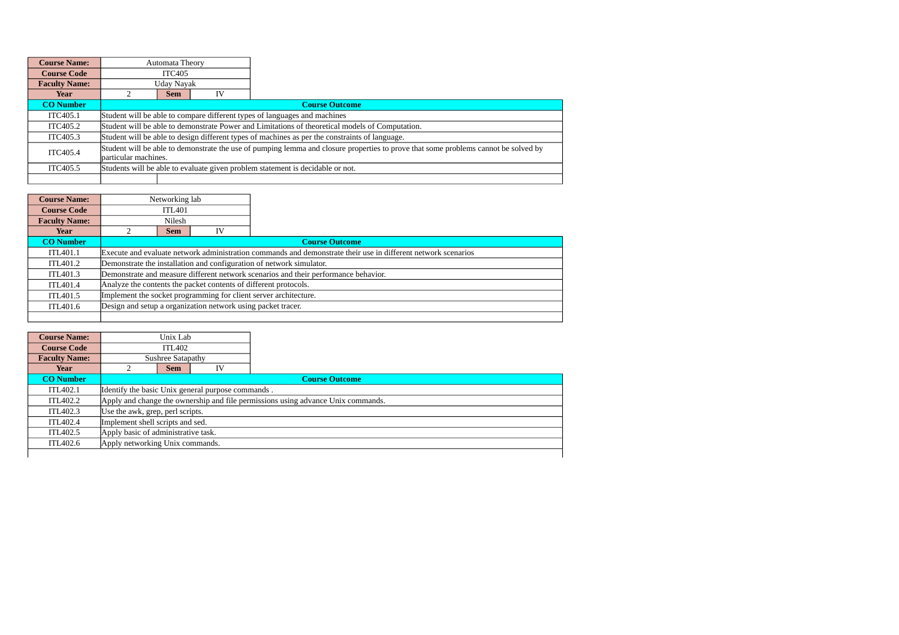| Course Name: | Automata Theory | | |
|---|---|---|---|
| Course Code | ITC405 | | |
| Faculty Name: | Uday Nayak | | |
| Year | 2 | Sem | IV |

| CO Number | Course Outcome |
|---|---|
| ITC405.1 | Student will be able to compare different types of languages and machines |
| ITC405.2 | Student will be able to demonstrate Power and Limitations of theoretical models of Computation. |
| ITC405.3 | Student will be able to design different types of machines as per the constraints of language. |
| ITC405.4 | Student will be able to demonstrate the use of pumping lemma and closure properties to prove that some problems cannot be solved by particular machines. |
| ITC405.5 | Students will be able to evaluate given problem statement is decidable or not. |
| | |

| Course Name: | Networking lab | | |
|---|---|---|---|
| Course Code | ITL401 | | |
| Faculty Name: | Nilesh | | |
| Year | 2 | Sem | IV |

| CO Number | Course Outcome |
|---|---|
| ITL401.1 | Execute and evaluate network administration commands and demonstrate their use in different network scenarios |
| ITL401.2 | Demonstrate the installation and configuration of network simulator. |
| ITL401.3 | Demonstrate and measure different network scenarios and their performance behavior. |
| ITL401.4 | Analyze the contents the packet contents of different protocols. |
| ITL401.5 | Implement the socket programming for client server architecture. |
| ITL401.6 | Design and setup a organization network using packet tracer. |
| | |

| Course Name: | Unix Lab | | |
|---|---|---|---|
| Course Code | ITL402 | | |
| Faculty Name: | Sushree Satapathy | | |
| Year | 2 | Sem | IV |

| CO Number | Course Outcome |
|---|---|
| ITL402.1 | Identify the basic Unix general purpose commands . |
| ITL402.2 | Apply and change the ownership and file permissions using advance Unix commands. |
| ITL402.3 | Use the awk, grep, perl scripts. |
| ITL402.4 | Implement shell scripts and sed. |
| ITL402.5 | Apply basic of administrative task. |
| ITL402.6 | Apply networking Unix commands. |
| | |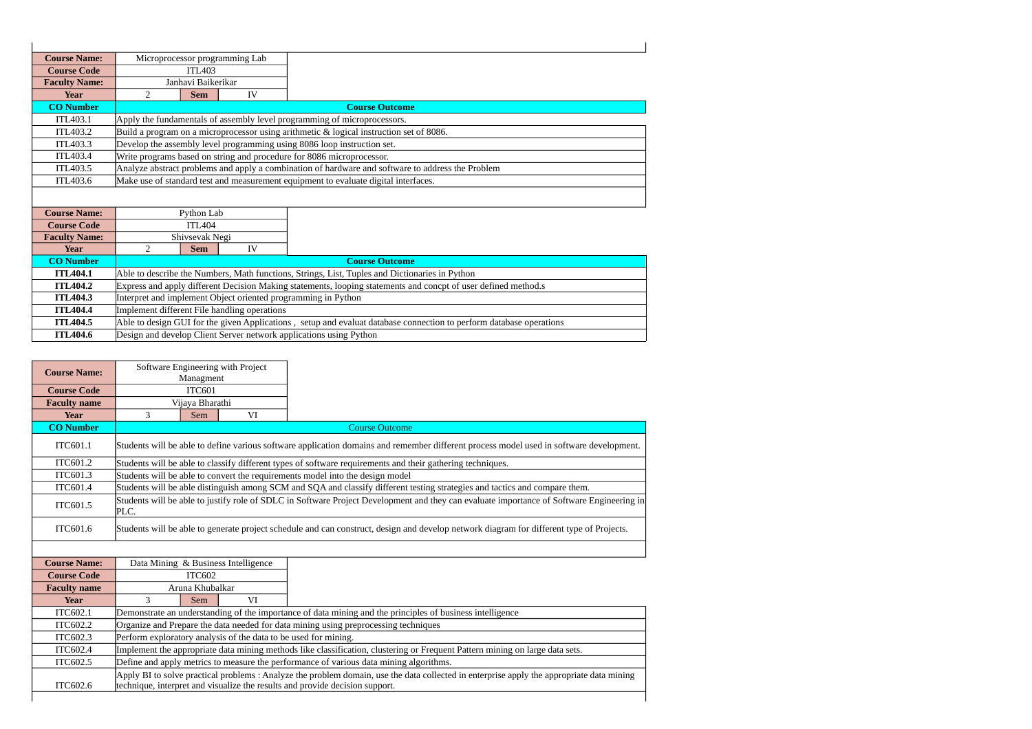| Course Name: | Microprocessor programming Lab | | |
|---|---|---|---|
| Course Code | ITL403 | | |
| Faculty Name: | Janhavi Baikerikar | | |
| Year | 2 | Sem | IV |

| CO Number | Course Outcome |
|---|---|
| ITL403.1 | Apply the fundamentals of assembly level programming of microprocessors. |
| ITL403.2 | Build a program on a microprocessor using arithmetic & logical instruction set of 8086. |
| ITL403.3 | Develop the assembly level programming using 8086 loop instruction set. |
| ITL403.4 | Write programs based on string and procedure for 8086 microprocessor. |
| ITL403.5 | Analyze abstract problems and apply a combination of hardware and software to address the Problem |
| ITL403.6 | Make use of standard test and measurement equipment to evaluate digital interfaces. |

| Course Name: | Python Lab | | |
|---|---|---|---|
| Course Code | ITL404 | | |
| Faculty Name: | Shivsevak Negi | | |
| Year | 2 | Sem | IV |

| CO Number | Course Outcome |
|---|---|
| **ITL404.1** | Able to describe the Numbers, Math functions, Strings, List, Tuples and Dictionaries in Python |
| **ITL404.2** | Express and apply different Decision Making statements, looping statements and concpt of user defined method.s |
| **ITL404.3** | Interpret and implement Object oriented programming in Python |
| **ITL404.4** | Implement different File handling operations |
| **ITL404.5** | Able to design GUI for the given Applications , setup and evaluat database connection to perform database operations |
| **ITL404.6** | Design and develop Client Server network applications using Python |

| Course Name: | Software Engineering with Project Managment | | |
|---|---|---|---|
| Course Code | ITC601 | | |
| Faculty name | Vijaya Bharathi | | |
| Year | 3 | Sem | VI |

| CO Number | Course Outcome |
|---|---|
| ITC601.1 | Students will be able to define various software application domains and remember different process model used in software development. |
| ITC601.2 | Students will be able to classify different types of software requirements and their gathering techniques. |
| ITC601.3 | Students will be able to convert the requirements model into the design model |
| ITC601.4 | Students will be able distinguish among SCM and SQA and classify different testing strategies and tactics and compare them. |
| ITC601.5 | Students will be able to justify role of SDLC in Software Project Development and they can evaluate importance of Software Engineering in PLC. |
| ITC601.6 | Students will be able to generate project schedule and can construct, design and develop network diagram for different type of Projects. |

| Course Name: | Data Mining & Business Intelligence | | |
|---|---|---|---|
| Course Code | ITC602 | | |
| Faculty name | Aruna Khubalkar | | |
| Year | 3 | Sem | VI |

| CO Number | Course Outcome |
|---|---|
| ITC602.1 | Demonstrate an understanding of the importance of data mining and the principles of business intelligence |
| ITC602.2 | Organize and Prepare the data needed for data mining using preprocessing techniques |
| ITC602.3 | Perform exploratory analysis of the data to be used for mining. |
| ITC602.4 | Implement the appropriate data mining methods like classification, clustering or Frequent Pattern mining on large data sets. |
| ITC602.5 | Define and apply metrics to measure the performance of various data mining algorithms. |
| ITC602.6 | Apply BI to solve practical problems : Analyze the problem domain, use the data collected in enterprise apply the appropriate data mining technique, interpret and visualize the results and provide decision support. |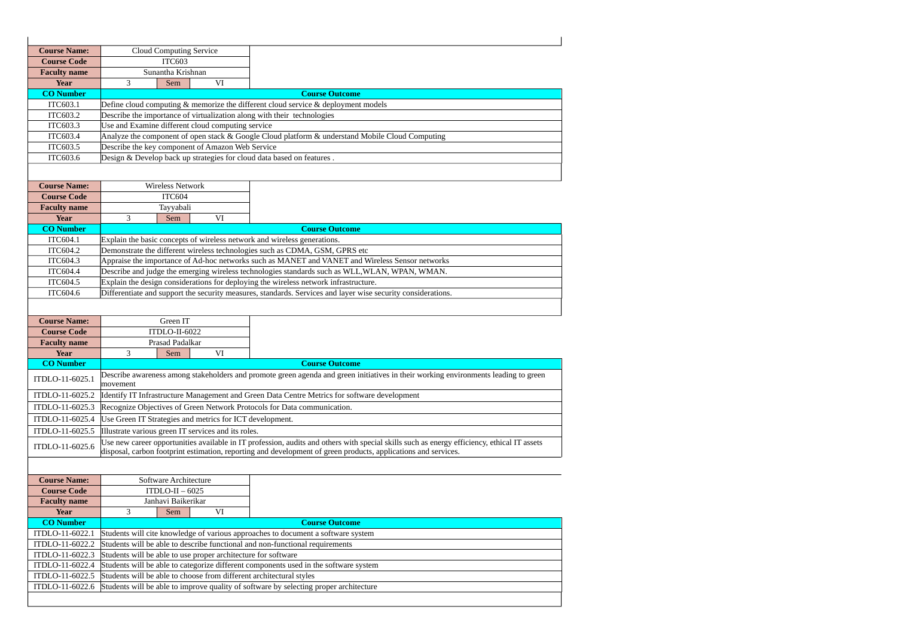| Course Name: | Cloud Computing Service | | |
|---|---|---|---|
| Course Code | ITC603 | | |
| Faculty name | Sunantha Krishnan | | |
| Year | 3 | Sem | VI |

| CO Number | Course Outcome |
|---|---|
| ITC603.1 | Define cloud computing & memorize the different cloud service & deployment models |
| ITC603.2 | Describe the importance of virtualization along with their technologies |
| ITC603.3 | Use and Examine different cloud computing service |
| ITC603.4 | Analyze the component of open stack & Google Cloud platform & understand Mobile Cloud Computing |
| ITC603.5 | Describe the key component of Amazon Web Service |
| ITC603.6 | Design & Develop back up strategies for cloud data based on features . |

| Course Name: | Wireless Network | | |
|---|---|---|---|
| Course Code | ITC604 | | |
| Faculty name | Tayyabali | | |
| Year | 3 | Sem | VI |

| CO Number | Course Outcome |
|---|---|
| ITC604.1 | Explain the basic concepts of wireless network and wireless generations. |
| ITC604.2 | Demonstrate the different wireless technologies such as CDMA, GSM, GPRS etc |
| ITC604.3 | Appraise the importance of Ad-hoc networks such as MANET and VANET and Wireless Sensor networks |
| ITC604.4 | Describe and judge the emerging wireless technologies standards such as WLL,WLAN, WPAN, WMAN. |
| ITC604.5 | Explain the design considerations for deploying the wireless network infrastructure. |
| ITC604.6 | Differentiate and support the security measures, standards. Services and layer wise security considerations. |

| Course Name: | Green IT | | |
|---|---|---|---|
| Course Code | ITDLO-II-6022 | | |
| Faculty name | Prasad Padalkar | | |
| Year | 3 | Sem | VI |

| CO Number | Course Outcome |
|---|---|
| ITDLO-11-6025.1 | Describe awareness among stakeholders and promote green agenda and green initiatives in their working environments leading to green movement |
| ITDLO-11-6025.2 | Identify IT Infrastructure Management and Green Data Centre Metrics for software development |
| ITDLO-11-6025.3 | Recognize Objectives of Green Network Protocols for Data communication. |
| ITDLO-11-6025.4 | Use Green IT Strategies and metrics for ICT development. |
| ITDLO-11-6025.5 | Illustrate various green IT services and its roles. |
| ITDLO-11-6025.6 | Use new career opportunities available in IT profession, audits and others with special skills such as energy efficiency, ethical IT assets disposal, carbon footprint estimation, reporting and development of green products, applications and services. |

| Course Name: | Software Architecture | | |
|---|---|---|---|
| Course Code | ITDLO-II – 6025 | | |
| Faculty name | Janhavi Baikerikar | | |
| Year | 3 | Sem | VI |

| CO Number | Course Outcome |
|---|---|
| ITDLO-11-6022.1 | Students will cite knowledge of various approaches to document a software system |
| ITDLO-11-6022.2 | Students will be able to describe functional and non-functional requirements |
| ITDLO-11-6022.3 | Students will be able to use proper architecture for software |
| ITDLO-11-6022.4 | Students will be able to categorize different components used in the software system |
| ITDLO-11-6022.5 | Students will be able to choose from different architectural styles |
| ITDLO-11-6022.6 | Students will be able to improve quality of software by selecting proper architecture |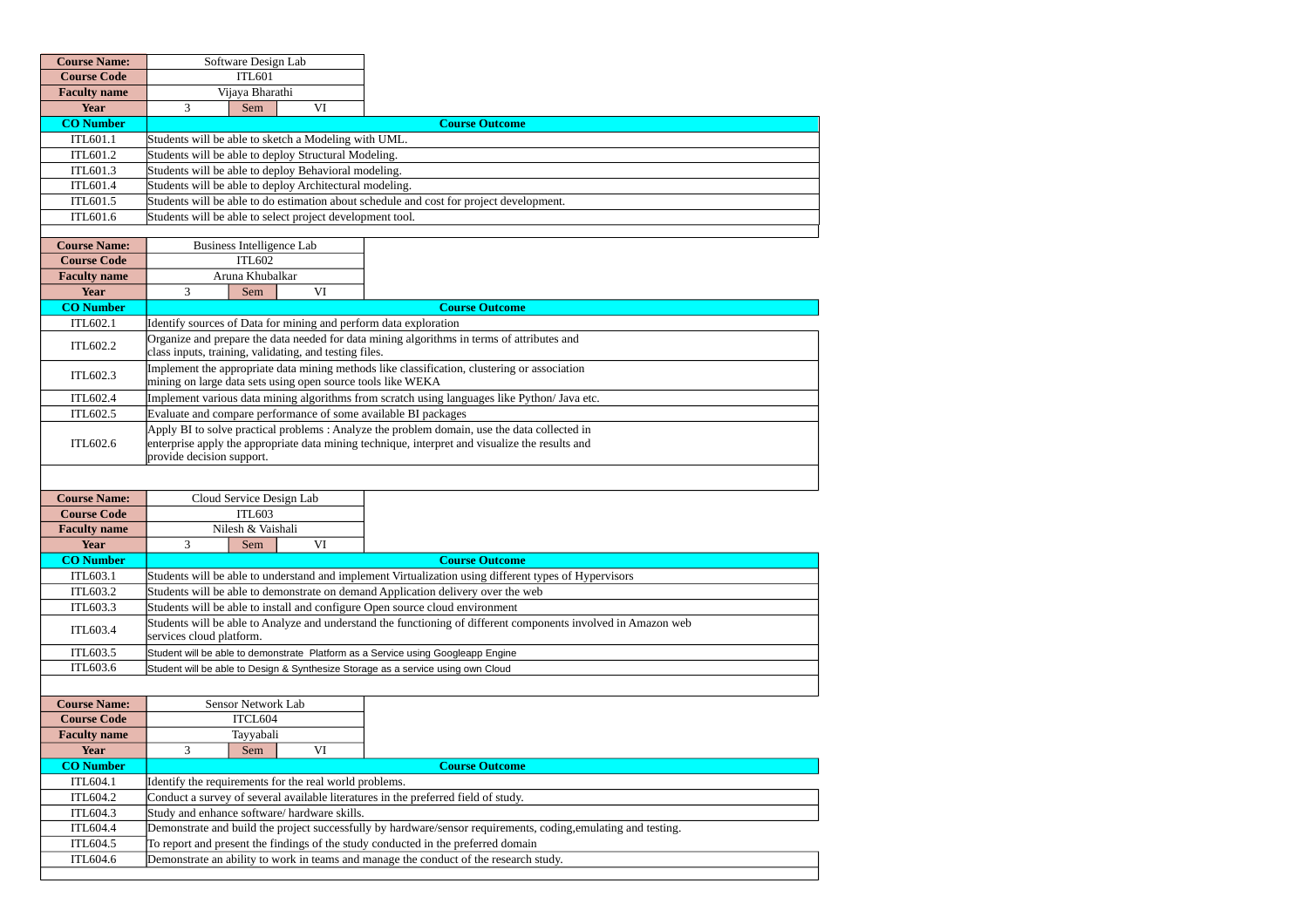| **Course Name:** | Software Design Lab | | |
|---|---|---|---|
| **Course Code** | ITL601 | | |
| **Faculty name** | Vijaya Bharathi | | |
| **Year** | 3 | Sem | VI |

| **CO Number** | **Course Outcome** |
|---|---|
| ITL601.1 | Students will be able to sketch a Modeling with UML. |
| ITL601.2 | Students will be able to deploy Structural Modeling. |
| ITL601.3 | Students will be able to deploy Behavioral modeling. |
| ITL601.4 | Students will be able to deploy Architectural modeling. |
| ITL601.5 | Students will be able to do estimation about schedule and cost for project development. |
| ITL601.6 | Students will be able to select project development tool. |

| **Course Name:** | Business Intelligence Lab | | |
|---|---|---|---|
| **Course Code** | ITL602 | | |
| **Faculty name** | Aruna Khubalkar | | |
| **Year** | 3 | Sem | VI |

| **CO Number** | **Course Outcome** |
|---|---|
| ITL602.1 | Identify sources of Data for mining and perform data exploration |
| ITL602.2 | Organize and prepare the data needed for data mining algorithms in terms of attributes and class inputs, training, validating, and testing files. |
| ITL602.3 | Implement the appropriate data mining methods like classification, clustering or association mining on large data sets using open source tools like WEKA |
| ITL602.4 | Implement various data mining algorithms from scratch using languages like Python/ Java etc. |
| ITL602.5 | Evaluate and compare performance of some available BI packages |
| ITL602.6 | Apply BI to solve practical problems : Analyze the problem domain, use the data collected in enterprise apply the appropriate data mining technique, interpret and visualize the results and provide decision support. |

| **Course Name:** | Cloud Service Design Lab | | |
|---|---|---|---|
| **Course Code** | ITL603 | | |
| **Faculty name** | Nilesh & Vaishali | | |
| **Year** | 3 | Sem | VI |

| **CO Number** | **Course Outcome** |
|---|---|
| ITL603.1 | Students will be able to understand and implement Virtualization using different types of Hypervisors |
| ITL603.2 | Students will be able to demonstrate on demand Application delivery over the web |
| ITL603.3 | Students will be able to install and configure Open source cloud environment |
| ITL603.4 | Students will be able to Analyze and understand the functioning of different components involved in Amazon web services cloud platform. |
| ITL603.5 | Student will be able to demonstrate Platform as a Service using Googleapp Engine |
| ITL603.6 | Student will be able to Design & Synthesize Storage as a service using own Cloud |

| **Course Name:** | Sensor Network Lab | | |
|---|---|---|---|
| **Course Code** | ITCL604 | | |
| **Faculty name** | Tayyabali | | |
| **Year** | 3 | Sem | VI |

| **CO Number** | **Course Outcome** |
|---|---|
| ITL604.1 | Identify the requirements for the real world problems. |
| ITL604.2 | Conduct a survey of several available literatures in the preferred field of study. |
| ITL604.3 | Study and enhance software/ hardware skills. |
| ITL604.4 | Demonstrate and build the project successfully by hardware/sensor requirements, coding,emulating and testing. |
| ITL604.5 | To report and present the findings of the study conducted in the preferred domain |
| ITL604.6 | Demonstrate an ability to work in teams and manage the conduct of the research study. |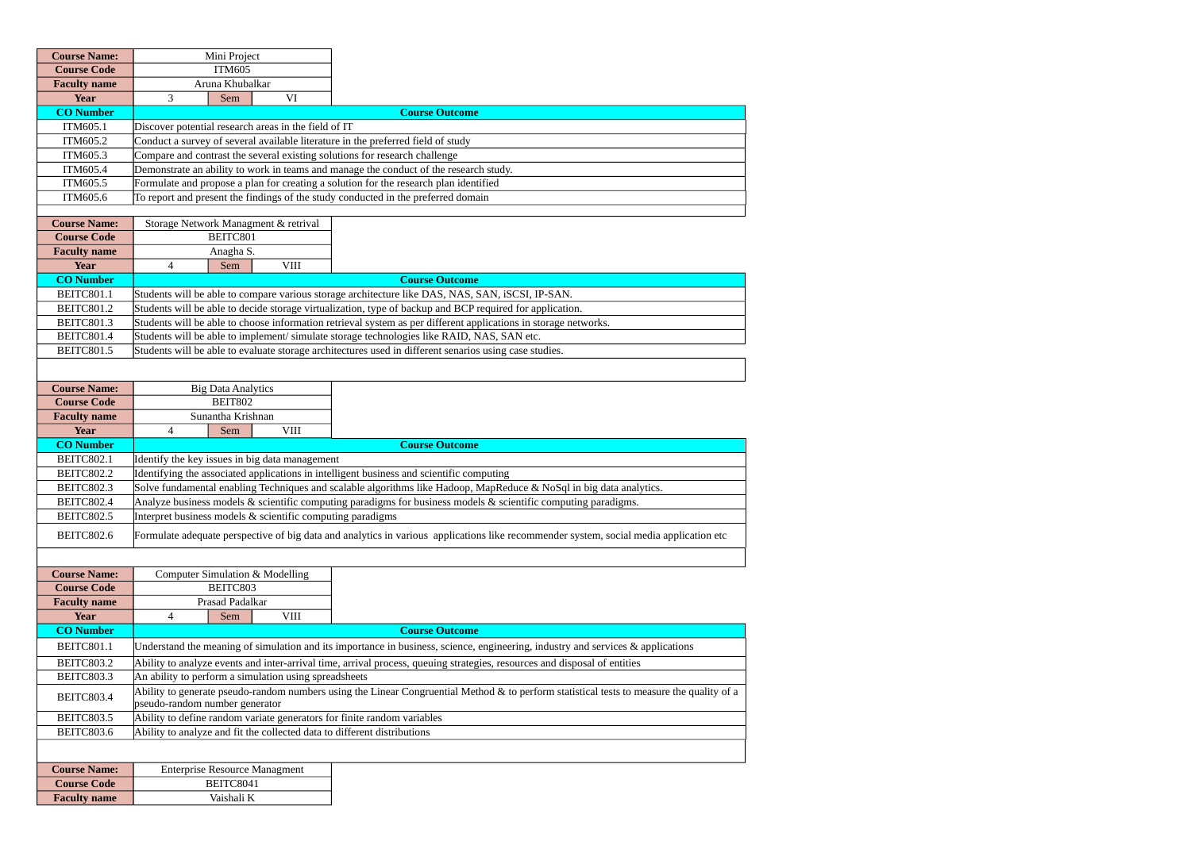| Course Name: | Mini Project | | |
|---|---|---|---|
| Course Code | ITM605 | | |
| Faculty name | Aruna Khubalkar | | |
| Year | 3 | Sem | VI |

| CO Number | Course Outcome |
|---|---|
| ITM605.1 | Discover potential research areas in the field of IT |
| ITM605.2 | Conduct a survey of several available literature in the preferred field of study |
| ITM605.3 | Compare and contrast the several existing solutions for research challenge |
| ITM605.4 | Demonstrate an ability to work in teams and manage the conduct of the research study. |
| ITM605.5 | Formulate and propose a plan for creating a solution for the research plan identified |
| ITM605.6 | To report and present the findings of the study conducted in the preferred domain |

| Course Name: | Storage Network Managment & retrival | | |
|---|---|---|---|
| Course Code | BEITC801 | | |
| Faculty name | Anagha S. | | |
| Year | 4 | Sem | VIII |

| CO Number | Course Outcome |
|---|---|
| BEITC801.1 | Students will be able to compare various storage architecture like DAS, NAS, SAN, iSCSI, IP-SAN. |
| BEITC801.2 | Students will be able to decide storage virtualization, type of backup and BCP required for application. |
| BEITC801.3 | Students will be able to choose information retrieval system as per different applications in storage networks. |
| BEITC801.4 | Students will be able to implement/ simulate storage technologies like RAID, NAS, SAN etc. |
| BEITC801.5 | Students will be able to evaluate storage architectures used in different senarios using case studies. |

| Course Name: | Big Data Analytics | | |
|---|---|---|---|
| Course Code | BEIT802 | | |
| Faculty name | Sunantha Krishnan | | |
| Year | 4 | Sem | VIII |

| CO Number | Course Outcome |
|---|---|
| BEITC802.1 | Identify the key issues in big data management |
| BEITC802.2 | Identifying the associated applications in intelligent business and scientific computing |
| BEITC802.3 | Solve fundamental enabling Techniques and scalable algorithms like Hadoop, MapReduce & NoSql in big data analytics. |
| BEITC802.4 | Analyze business models & scientific computing paradigms for business models & scientific computing paradigms. |
| BEITC802.5 | Interpret business models & scientific computing paradigms |
| BEITC802.6 | Formulate adequate perspective of big data and analytics in various applications like recommender system, social media application etc |

| Course Name: | Computer Simulation & Modelling | | |
|---|---|---|---|
| Course Code | BEITC803 | | |
| Faculty name | Prasad Padalkar | | |
| Year | 4 | Sem | VIII |

| CO Number | Course Outcome |
|---|---|
| BEITC801.1 | Understand the meaning of simulation and its importance in business, science, engineering, industry and services & applications |
| BEITC803.2 | Ability to analyze events and inter-arrival time, arrival process, queuing strategies, resources and disposal of entities |
| BEITC803.3 | An ability to perform a simulation using spreadsheets |
| BEITC803.4 | Ability to generate pseudo-random numbers using the Linear Congruential Method & to perform statistical tests to measure the quality of a pseudo-random number generator |
| BEITC803.5 | Ability to define random variate generators for finite random variables |
| BEITC803.6 | Ability to analyze and fit the collected data to different distributions |

| Course Name: | Enterprise Resource Managment |
|---|---|
| Course Code | BEITC8041 |
| Faculty name | Vaishali K |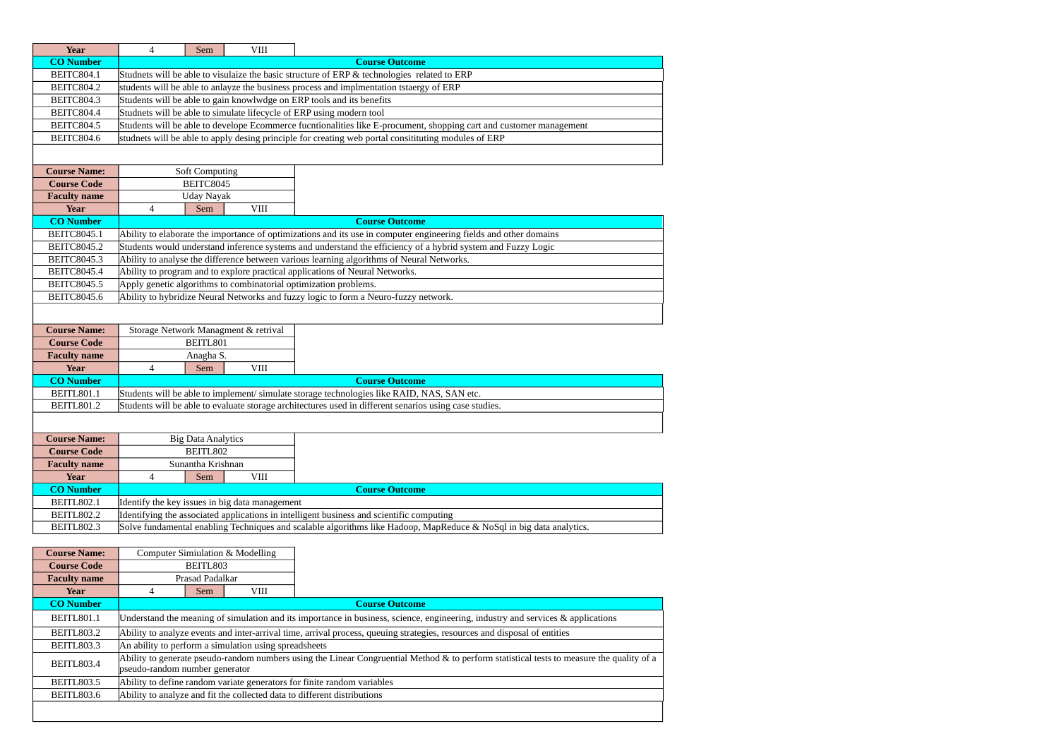| Year | 4 | Sem | VIII |
|---|---|---|---|
| **CO Number** | **Course Outcome** | | |
| BEITC804.1 | Studnets will be able to visulaize the basic structure of ERP & technologies related to ERP | | |
| BEITC804.2 | students will be able to anlayze the business process and implmentation tstaergy of ERP | | |
| BEITC804.3 | Students will be able to gain knowlwdge on ERP tools and its benefits | | |
| BEITC804.4 | Studnets will be able to simulate lifecycle of ERP using modern tool | | |
| BEITC804.5 | Students will be able to develope Ecommerce fucntionalities like E-procument, shopping cart and customer management | | |
| BEITC804.6 | studnets will be able to apply desing principle for creating web portal consitituting modules of ERP | | |

| **Course Name:** | Soft Computing | | |
|---|---|---|---|
| **Course Code** | BEITC8045 | | |
| **Faculty name** | Uday Nayak | | |
| **Year** | 4 | Sem | VIII |
| **CO Number** | **Course Outcome** | | |
| BEITC8045.1 | Ability to elaborate the importance of optimizations and its use in computer engineering fields and other domains | | |
| BEITC8045.2 | Students would understand inference systems and understand the efficiency of a hybrid system and Fuzzy Logic | | |
| BEITC8045.3 | Ability to analyse the difference between various learning algorithms of Neural Networks. | | |
| BEITC8045.4 | Ability to program and to explore practical applications of Neural Networks. | | |
| BEITC8045.5 | Apply genetic algorithms to combinatorial optimization problems. | | |
| BEITC8045.6 | Ability to hybridize Neural Networks and fuzzy logic to form a Neuro-fuzzy network. | | |

| **Course Name:** | Storage Network Managment & retrival | | |
|---|---|---|---|
| **Course Code** | BEITL801 | | |
| **Faculty name** | Anagha S. | | |
| **Year** | 4 | Sem | VIII |
| **CO Number** | **Course Outcome** | | |
| BEITL801.1 | Students will be able to implement/ simulate storage technologies like RAID, NAS, SAN etc. | | |
| BEITL801.2 | Students will be able to evaluate storage architectures used in different senarios using case studies. | | |

| **Course Name:** | Big Data Analytics | | |
|---|---|---|---|
| **Course Code** | BEITL802 | | |
| **Faculty name** | Sunantha Krishnan | | |
| **Year** | 4 | Sem | VIII |
| **CO Number** | **Course Outcome** | | |
| BEITL802.1 | Identify the key issues in big data management | | |
| BEITL802.2 | Identifying the associated applications in intelligent business and scientific computing | | |
| BEITL802.3 | Solve fundamental enabling Techniques and scalable algorithms like Hadoop, MapReduce & NoSql in big data analytics. | | |

| **Course Name:** | Computer Simiulation & Modelling | | |
|---|---|---|---|
| **Course Code** | BEITL803 | | |
| **Faculty name** | Prasad Padalkar | | |
| **Year** | 4 | Sem | VIII |
| **CO Number** | **Course Outcome** | | |
| BEITL801.1 | Understand the meaning of simulation and its importance in business, science, engineering, industry and services & applications | | |
| BEITL803.2 | Ability to analyze events and inter-arrival time, arrival process, queuing strategies, resources and disposal of entities | | |
| BEITL803.3 | An ability to perform a simulation using spreadsheets | | |
| BEITL803.4 | Ability to generate pseudo-random numbers using the Linear Congruential Method & to perform statistical tests to measure the quality of a pseudo-random number generator | | |
| BEITL803.5 | Ability to define random variate generators for finite random variables | | |
| BEITL803.6 | Ability to analyze and fit the collected data to different distributions | | |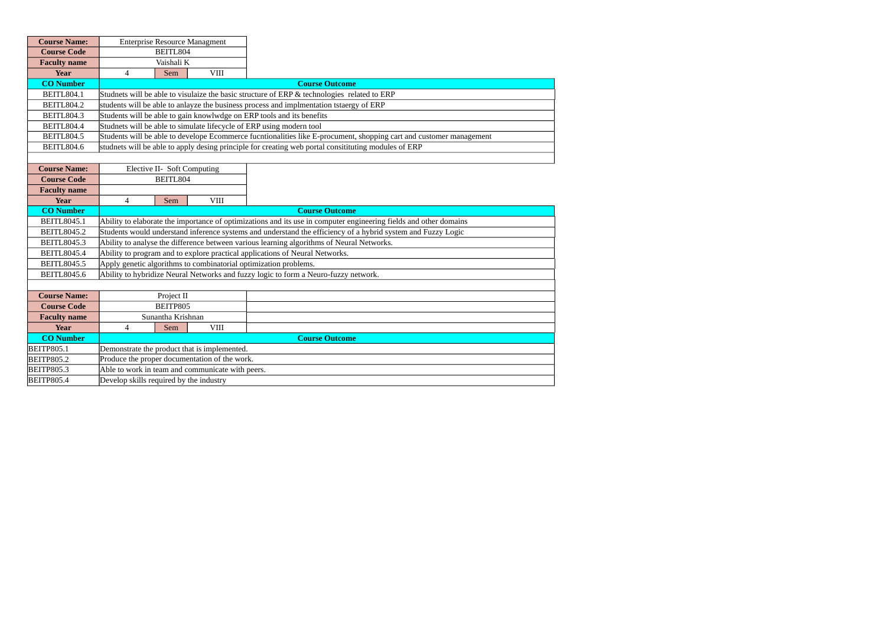| | | | | |
|---|---|---|---|---|
| **Course Name:** | Enterprise Resource Managment | | | |
| **Course Code** | BEITL804 | | | |
| **Faculty name** | Vaishali K | | | |
| **Year** | 4 | Sem | VIII | |
| **CO Number** | **Course Outcome** | | | |
| BEITL804.1 | Studnets will be able to visulaize the basic structure of ERP & technologies related to ERP | | | |
| BEITL804.2 | students will be able to anlayze the business process and implmentation tstaergy of ERP | | | |
| BEITL804.3 | Students will be able to gain knowlwdge on ERP tools and its benefits | | | |
| BEITL804.4 | Studnets will be able to simulate lifecycle of ERP using modern tool | | | |
| BEITL804.5 | Students will be able to develope Ecommerce fucntionalities like E-procument, shopping cart and customer management | | | |
| BEITL804.6 | studnets will be able to apply desing principle for creating web portal consitituting modules of ERP | | | |

| | | | | |
|---|---|---|---|---|
| **Course Name:** | Elective II- Soft Computing | | | |
| **Course Code** | BEITL804 | | | |
| **Faculty name** | | | | |
| **Year** | 4 | Sem | VIII | |
| **CO Number** | **Course Outcome** | | | |
| BEITL8045.1 | Ability to elaborate the importance of optimizations and its use in computer engineering fields and other domains | | | |
| BEITL8045.2 | Students would understand inference systems and understand the efficiency of a hybrid system and Fuzzy Logic | | | |
| BEITL8045.3 | Ability to analyse the difference between various learning algorithms of Neural Networks. | | | |
| BEITL8045.4 | Ability to program and to explore practical applications of Neural Networks. | | | |
| BEITL8045.5 | Apply genetic algorithms to combinatorial optimization problems. | | | |
| BEITL8045.6 | Ability to hybridize Neural Networks and fuzzy logic to form a Neuro-fuzzy network. | | | |

| | | | | |
|---|---|---|---|---|
| **Course Name:** | Project II | | | |
| **Course Code** | BEITP805 | | | |
| **Faculty name** | Sunantha Krishnan | | | |
| **Year** | 4 | Sem | VIII | |
| **CO Number** | **Course Outcome** | | | |
| BEITP805.1 | Demonstrate the product that is implemented. | | | |
| BEITP805.2 | Produce the proper documentation of the work. | | | |
| BEITP805.3 | Able to work in team and communicate with peers. | | | |
| BEITP805.4 | Develop skills required by the industry | | | |